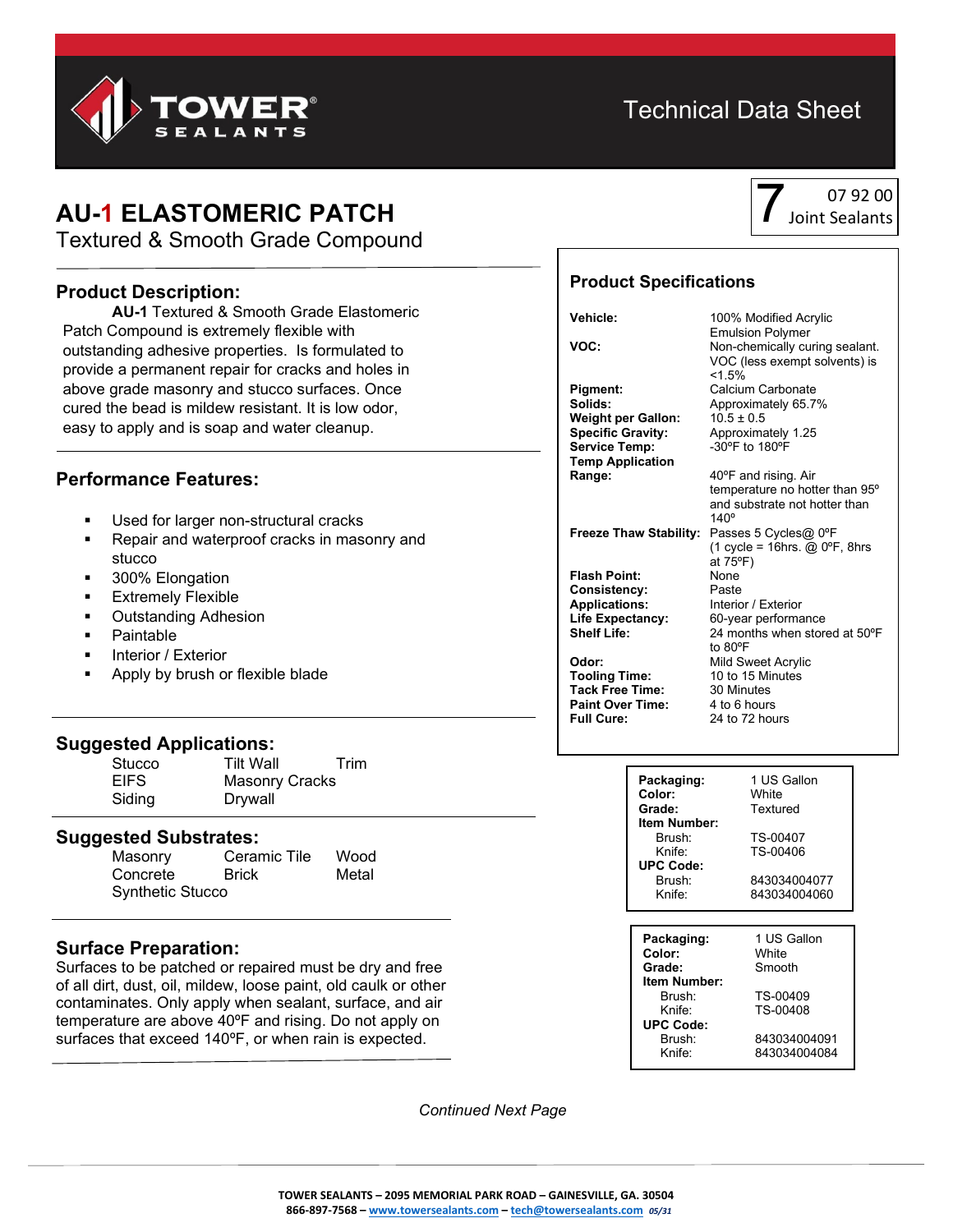# Technical Data Sheet

**7** 07 92 00 Joint Sealants

# AU-1 ELASTOMERIC PATCH

Textured & Smooth Grade Compound

## Product Description:

**AU-1** Textured & Smooth Grade Elastomeric Patch Compound is extremely flexible with outstanding adhesive properties. Is formulated to provide a permanent repair for cracks and holes in above grade masonry and stucco surfaces. Once cured the bead is mildew resistant. It is low odor, easy to apply and is soap and water cleanup.

## Performance Features:

- Used for larger non-structural cracks
- Repair and waterproof cracks in masonry and stucco
- 300% Elongation
- Extremely Flexible
- Outstanding Adhesion
- Paintable
- Interior / Exterior
- Apply by brush or flexible blade

## Suggested Applications:

| | | |
|---|---|---|
| Stucco | Tilt Wall | Trim |
| EIFS | Masonry Cracks | |
| Siding | Drywall | |

## Suggested Substrates:

| | | |
|---|---|---|
| Masonry | Ceramic Tile | Wood |
| Concrete | Brick | Metal |
| Synthetic Stucco | | |

## Surface Preparation:

Surfaces to be patched or repaired must be dry and free of all dirt, dust, oil, mildew, loose paint, old caulk or other contaminates. Only apply when sealant, surface, and air temperature are above 40ºF and rising. Do not apply on surfaces that exceed 140ºF, or when rain is expected.

## Product Specifications

| | |
|---|---|
| **Vehicle:** | 100% Modified Acrylic Emulsion Polymer |
| **VOC:** | Non-chemically curing sealant. VOC (less exempt solvents) is <1.5% |
| **Pigment:** | Calcium Carbonate |
| **Solids:** | Approximately 65.7% |
| **Weight per Gallon:** | 10.5 ± 0.5 |
| **Specific Gravity:** | Approximately 1.25 |
| **Service Temp:** | -30ºF to 180ºF |
| **Temp Application Range:** | 40ºF and rising. Air temperature no hotter than 95º and substrate not hotter than 140º |
| **Freeze Thaw Stability:** | Passes 5 Cycles@ 0ºF (1 cycle = 16hrs. @ 0ºF, 8hrs at 75ºF) |
| **Flash Point:** | None |
| **Consistency:** | Paste |
| **Applications:** | Interior / Exterior |
| **Life Expectancy:** | 60-year performance |
| **Shelf Life:** | 24 months when stored at 50ºF to 80ºF |
| **Odor:** | Mild Sweet Acrylic |
| **Tooling Time:** | 10 to 15 Minutes |
| **Tack Free Time:** | 30 Minutes |
| **Paint Over Time:** | 4 to 6 hours |
| **Full Cure:** | 24 to 72 hours |

| | |
|---|---|
| **Packaging:** | 1 US Gallon |
| **Color:** | White |
| **Grade:** | Textured |
| **Item Number:** | |
| Brush: | TS-00407 |
| Knife: | TS-00406 |
| **UPC Code:** | |
| Brush: | 843034004077 |
| Knife: | 843034004060 |

| | |
|---|---|
| **Packaging:** | 1 US Gallon |
| **Color:** | White |
| **Grade:** | Smooth |
| **Item Number:** | |
| Brush: | TS-00409 |
| Knife: | TS-00408 |
| **UPC Code:** | |
| Brush: | 843034004091 |
| Knife: | 843034004084 |

*Continued Next Page*

**TOWER SEALANTS – 2095 MEMORIAL PARK ROAD – GAINESVILLE, GA. 30504**
**866-897-7568 – www.towersealants.com – tech@towersealants.com** *05/31*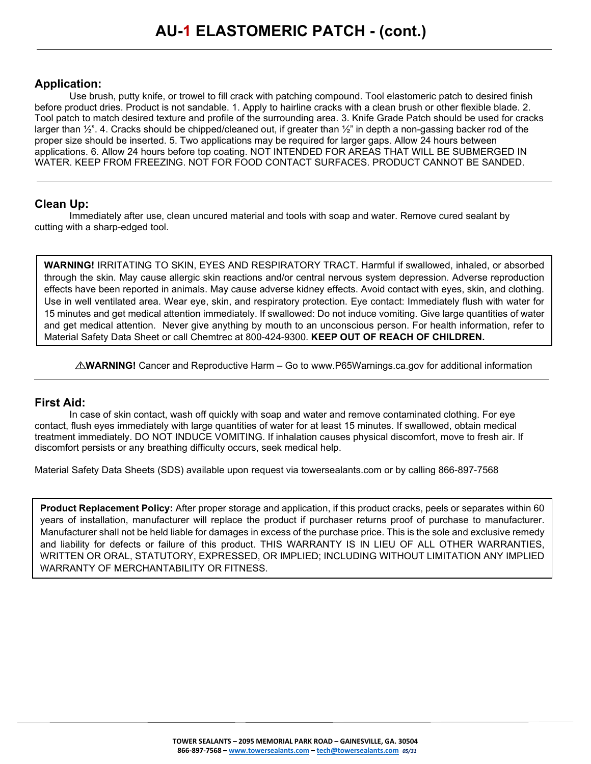# AU-1 ELASTOMERIC PATCH - (cont.)

## Application:

Use brush, putty knife, or trowel to fill crack with patching compound. Tool elastomeric patch to desired finish before product dries. Product is not sandable. 1. Apply to hairline cracks with a clean brush or other flexible blade. 2. Tool patch to match desired texture and profile of the surrounding area. 3. Knife Grade Patch should be used for cracks larger than ½". 4. Cracks should be chipped/cleaned out, if greater than ½" in depth a non-gassing backer rod of the proper size should be inserted. 5. Two applications may be required for larger gaps. Allow 24 hours between applications. 6. Allow 24 hours before top coating. NOT INTENDED FOR AREAS THAT WILL BE SUBMERGED IN WATER. KEEP FROM FREEZING. NOT FOR FOOD CONTACT SURFACES. PRODUCT CANNOT BE SANDED.

## Clean Up:

Immediately after use, clean uncured material and tools with soap and water. Remove cured sealant by cutting with a sharp-edged tool.

**WARNING!** IRRITATING TO SKIN, EYES AND RESPIRATORY TRACT. Harmful if swallowed, inhaled, or absorbed through the skin. May cause allergic skin reactions and/or central nervous system depression. Adverse reproduction effects have been reported in animals. May cause adverse kidney effects. Avoid contact with eyes, skin, and clothing. Use in well ventilated area. Wear eye, skin, and respiratory protection. Eye contact: Immediately flush with water for 15 minutes and get medical attention immediately. If swallowed: Do not induce vomiting. Give large quantities of water and get medical attention. Never give anything by mouth to an unconscious person. For health information, refer to Material Safety Data Sheet or call Chemtrec at 800-424-9300. **KEEP OUT OF REACH OF CHILDREN.**

⚠**WARNING!** Cancer and Reproductive Harm – Go to www.P65Warnings.ca.gov for additional information

## First Aid:

In case of skin contact, wash off quickly with soap and water and remove contaminated clothing. For eye contact, flush eyes immediately with large quantities of water for at least 15 minutes. If swallowed, obtain medical treatment immediately. DO NOT INDUCE VOMITING. If inhalation causes physical discomfort, move to fresh air. If discomfort persists or any breathing difficulty occurs, seek medical help.

Material Safety Data Sheets (SDS) available upon request via towersealants.com or by calling 866-897-7568

**Product Replacement Policy:** After proper storage and application, if this product cracks, peels or separates within 60 years of installation, manufacturer will replace the product if purchaser returns proof of purchase to manufacturer. Manufacturer shall not be held liable for damages in excess of the purchase price. This is the sole and exclusive remedy and liability for defects or failure of this product. THIS WARRANTY IS IN LIEU OF ALL OTHER WARRANTIES, WRITTEN OR ORAL, STATUTORY, EXPRESSED, OR IMPLIED; INCLUDING WITHOUT LIMITATION ANY IMPLIED WARRANTY OF MERCHANTABILITY OR FITNESS.

**TOWER SEALANTS – 2095 MEMORIAL PARK ROAD – GAINESVILLE, GA. 30504**
**866-897-7568 – www.towersealants.com – tech@towersealants.com** *05/31*